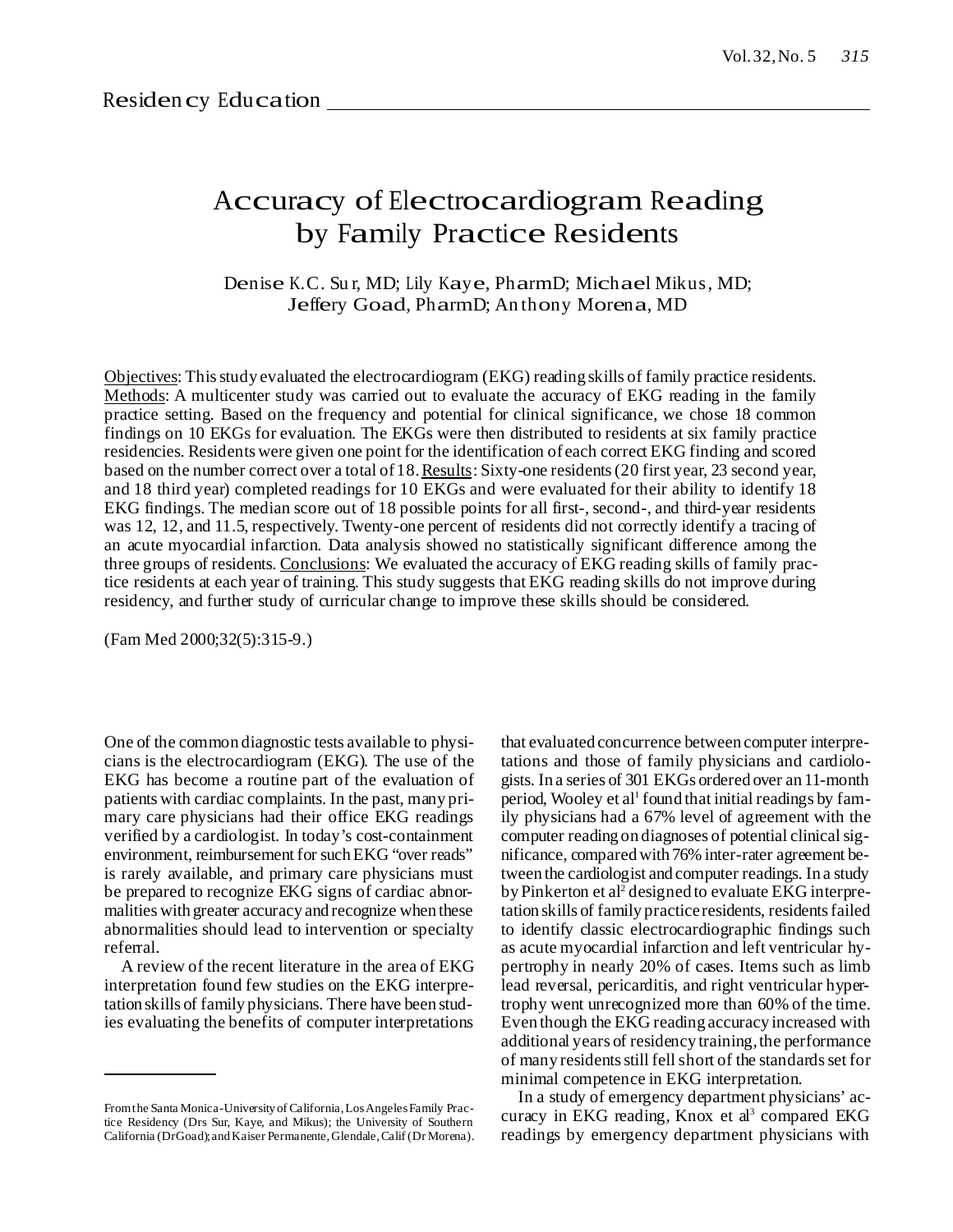Residency Education

# Accuracy of Electrocardiogram Reading by Family Practice Residents

Denise K.C. Sur, MD; Lily Kaye, PharmD; Michael Mikus, MD; Jeffery Goad, PharmD; Anthony Morena, MD

Objectives: This study evaluated the electrocardiogram (EKG) reading skills of family practice residents. Methods: A multicenter study was carried out to evaluate the accuracy of EKG reading in the family practice setting. Based on the frequency and potential for clinical significance, we chose 18 common findings on 10 EKGs for evaluation. The EKGs were then distributed to residents at six family practice residencies. Residents were given one point for the identification of each correct EKG finding and scored based on the number correct over a total of 18. Results: Sixty-one residents (20 first year, 23 second year, and 18 third year) completed readings for 10 EKGs and were evaluated for their ability to identify 18 EKG findings. The median score out of 18 possible points for all first-, second-, and third-year residents was 12, 12, and 11.5, respectively. Twenty-one percent of residents did not correctly identify a tracing of an acute myocardial infarction. Data analysis showed no statistically significant difference among the three groups of residents. Conclusions: We evaluated the accuracy of EKG reading skills of family practice residents at each year of training. This study suggests that EKG reading skills do not improve during residency, and further study of curricular change to improve these skills should be considered.

(Fam Med 2000;32(5):315-9.)

One of the common diagnostic tests available to physicians is the electrocardiogram (EKG). The use of the EKG has become a routine part of the evaluation of patients with cardiac complaints. In the past, many primary care physicians had their office EKG readings verified by a cardiologist. In today's cost-containment environment, reimbursement for such EKG "over reads" is rarely available, and primary care physicians must be prepared to recognize EKG signs of cardiac abnormalities with greater accuracy and recognize when these abnormalities should lead to intervention or specialty referral.

A review of the recent literature in the area of EKG interpretation found few studies on the EKG interpretation skills of family physicians. There have been studies evaluating the benefits of computer interpretations that evaluated concurrence between computer interpretations and those of family physicians and cardiologists. In a series of 301 EKGs ordered over an 11-month period, Wooley et al[1] found that initial readings by family physicians had a 67% level of agreement with the computer reading on diagnoses of potential clinical significance, compared with 76% inter-rater agreement between the cardiologist and computer readings. In a study by Pinkerton et al[2] designed to evaluate EKG interpretation skills of family practice residents, residents failed to identify classic electrocardiographic findings such as acute myocardial infarction and left ventricular hypertrophy in nearly 20% of cases. Items such as limb lead reversal, pericarditis, and right ventricular hypertrophy went unrecognized more than 60% of the time. Even though the EKG reading accuracy increased with additional years of residency training, the performance of many residents still fell short of the standards set for minimal competence in EKG interpretation.

In a study of emergency department physicians' accuracy in EKG reading, Knox et al[3] compared EKG readings by emergency department physicians with

From the Santa Monica-University of California, Los Angeles Family Practice Residency (Drs Sur, Kaye, and Mikus); the University of Southern California (Dr Goad); and Kaiser Permanente, Glendale, Calif (Dr Morena).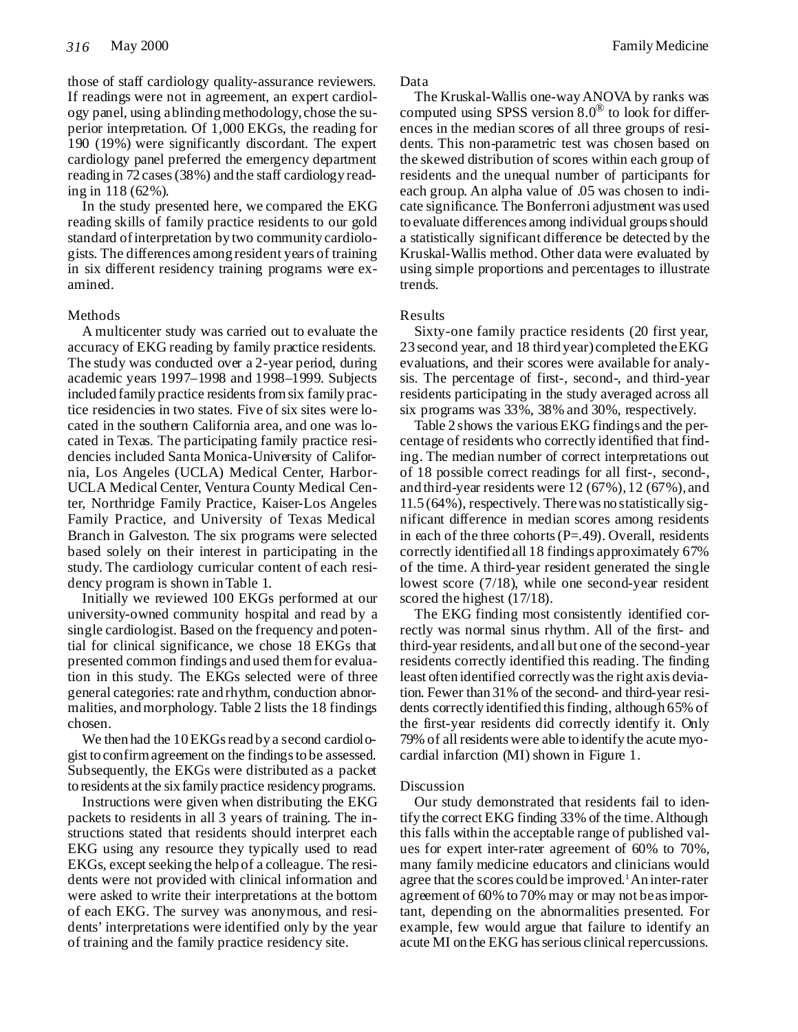those of staff cardiology quality-assurance reviewers. If readings were not in agreement, an expert cardiology panel, using a blinding methodology, chose the superior interpretation. Of 1,000 EKGs, the reading for 190 (19%) were significantly discordant. The expert cardiology panel preferred the emergency department reading in 72 cases (38%) and the staff cardiology reading in 118 (62%).

In the study presented here, we compared the EKG reading skills of family practice residents to our gold standard of interpretation by two community cardiologists. The differences among resident years of training in six different residency training programs were examined.

## Methods

A multicenter study was carried out to evaluate the accuracy of EKG reading by family practice residents. The study was conducted over a 2-year period, during academic years 1997–1998 and 1998–1999. Subjects included family practice residents from six family practice residencies in two states. Five of six sites were located in the southern California area, and one was located in Texas. The participating family practice residencies included Santa Monica-University of California, Los Angeles (UCLA) Medical Center, Harbor-UCLA Medical Center, Ventura County Medical Center, Northridge Family Practice, Kaiser-Los Angeles Family Practice, and University of Texas Medical Branch in Galveston. The six programs were selected based solely on their interest in participating in the study. The cardiology curricular content of each residency program is shown in Table 1.

Initially we reviewed 100 EKGs performed at our university-owned community hospital and read by a single cardiologist. Based on the frequency and potential for clinical significance, we chose 18 EKGs that presented common findings and used them for evaluation in this study. The EKGs selected were of three general categories: rate and rhythm, conduction abnormalities, and morphology. Table 2 lists the 18 findings chosen.

We then had the 10 EKGs read by a second cardiologist to confirm agreement on the findings to be assessed. Subsequently, the EKGs were distributed as a packet to residents at the six family practice residency programs.

Instructions were given when distributing the EKG packets to residents in all 3 years of training. The instructions stated that residents should interpret each EKG using any resource they typically used to read EKGs, except seeking the help of a colleague. The residents were not provided with clinical information and were asked to write their interpretations at the bottom of each EKG. The survey was anonymous, and residents' interpretations were identified only by the year of training and the family practice residency site.

### Data

The Kruskal-Wallis one-way ANOVA by ranks was computed using SPSS version 8.0® to look for differences in the median scores of all three groups of residents. This non-parametric test was chosen based on the skewed distribution of scores within each group of residents and the unequal number of participants for each group. An alpha value of .05 was chosen to indicate significance. The Bonferroni adjustment was used to evaluate differences among individual groups should a statistically significant difference be detected by the Kruskal-Wallis method. Other data were evaluated by using simple proportions and percentages to illustrate trends.

## Results

Sixty-one family practice residents (20 first year, 23 second year, and 18 third year) completed the EKG evaluations, and their scores were available for analysis. The percentage of first-, second-, and third-year residents participating in the study averaged across all six programs was 33%, 38% and 30%, respectively.

Table 2 shows the various EKG findings and the percentage of residents who correctly identified that finding. The median number of correct interpretations out of 18 possible correct readings for all first-, second-, and third-year residents were 12 (67%), 12 (67%), and 11.5 (64%), respectively. There was no statistically significant difference in median scores among residents in each of the three cohorts ($P=.49$). Overall, residents correctly identified all 18 findings approximately 67% of the time. A third-year resident generated the single lowest score (7/18), while one second-year resident scored the highest (17/18).

The EKG finding most consistently identified correctly was normal sinus rhythm. All of the first- and third-year residents, and all but one of the second-year residents correctly identified this reading. The finding least often identified correctly was the right axis deviation. Fewer than 31% of the second- and third-year residents correctly identified this finding, although 65% of the first-year residents did correctly identify it. Only 79% of all residents were able to identify the acute myocardial infarction (MI) shown in Figure 1.

## Discussion

Our study demonstrated that residents fail to identify the correct EKG finding 33% of the time. Although this falls within the acceptable range of published values for expert inter-rater agreement of 60% to 70%, many family medicine educators and clinicians would agree that the scores could be improved.[1] An inter-rater agreement of 60% to 70% may or may not be as important, depending on the abnormalities presented. For example, few would argue that failure to identify an acute MI on the EKG has serious clinical repercussions.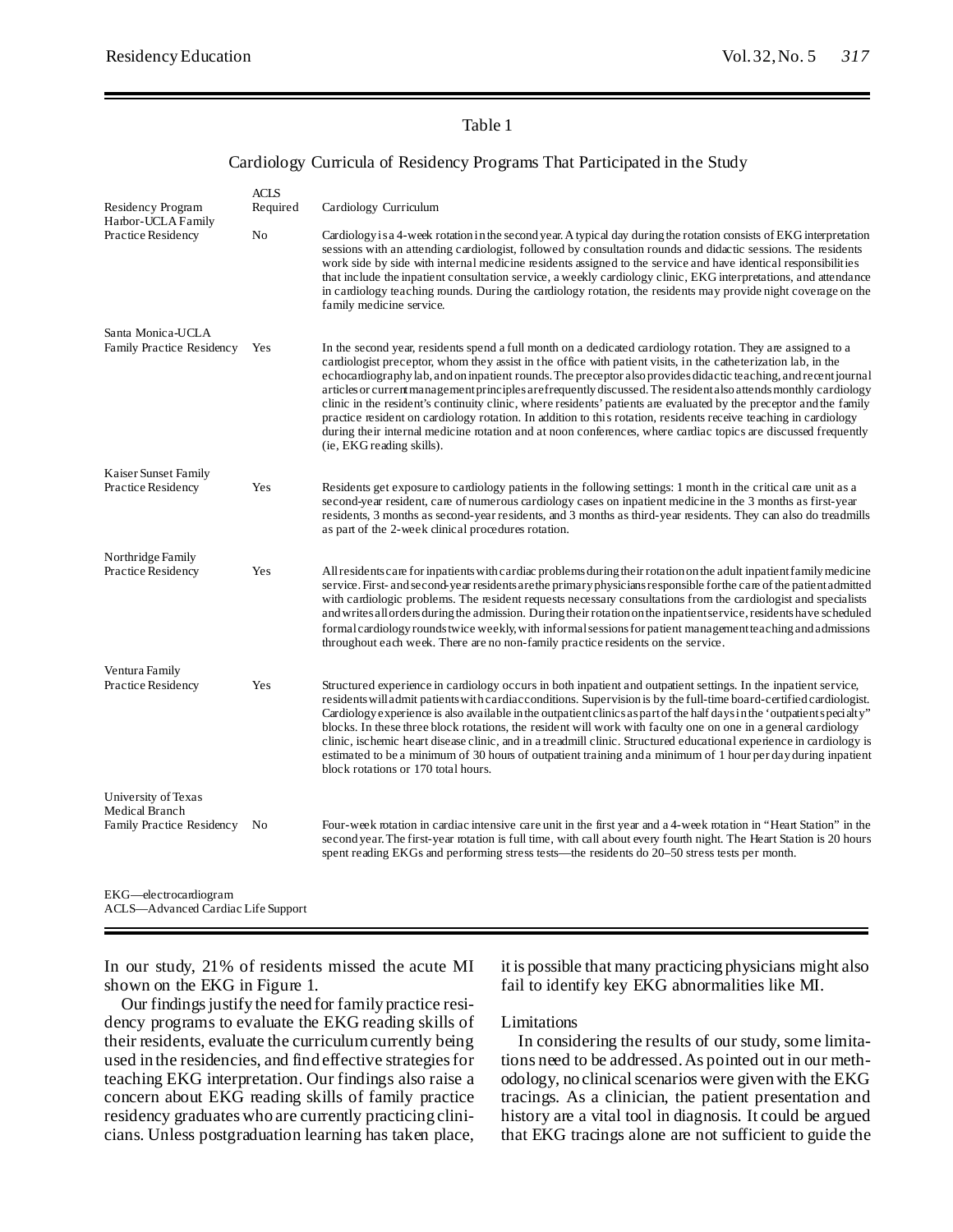Table 1

Cardiology Curricula of Residency Programs That Participated in the Study

| Residency Program | ACLS Required | Cardiology Curriculum |
|---|---|---|
| Harbor-UCLA Family Practice Residency | No | Cardiology is a 4-week rotation in the second year. A typical day during the rotation consists of EKG interpretation sessions with an attending cardiologist, followed by consultation rounds and didactic sessions. The residents work side by side with internal medicine residents assigned to the service and have identical responsibilities that include the inpatient consultation service, a weekly cardiology clinic, EKG interpretations, and attendance in cardiology teaching rounds. During the cardiology rotation, the residents may provide night coverage on the family medicine service. |
| Santa Monica-UCLA Family Practice Residency | Yes | In the second year, residents spend a full month on a dedicated cardiology rotation. They are assigned to a cardiologist preceptor, whom they assist in the office with patient visits, in the catheterization lab, in the echocardiography lab, and on inpatient rounds. The preceptor also provides didactic teaching, and recent journal articles or current management principles are frequently discussed. The resident also attends monthly cardiology clinic in the resident's continuity clinic, where residents' patients are evaluated by the preceptor and the family practice resident on cardiology rotation. In addition to this rotation, residents receive teaching in cardiology during their internal medicine rotation and at noon conferences, where cardiac topics are discussed frequently (ie, EKG reading skills). |
| Kaiser Sunset Family Practice Residency | Yes | Residents get exposure to cardiology patients in the following settings: 1 month in the critical care unit as a second-year resident, care of numerous cardiology cases on inpatient medicine in the 3 months as first-year residents, 3 months as second-year residents, and 3 months as third-year residents. They can also do treadmills as part of the 2-week clinical procedures rotation. |
| Northridge Family Practice Residency | Yes | All residents care for inpatients with cardiac problems during their rotation on the adult inpatient family medicine service. First- and second-year residents are the primary physicians responsible for the care of the patient admitted with cardiologic problems. The resident requests necessary consultations from the cardiologist and specialists and writes all orders during the admission. During their rotation on the inpatient service, residents have scheduled formal cardiology rounds twice weekly, with informal sessions for patient management teaching and admissions throughout each week. There are no non-family practice residents on the service. |
| Ventura Family Practice Residency | Yes | Structured experience in cardiology occurs in both inpatient and outpatient settings. In the inpatient service, residents will admit patients with cardiac conditions. Supervision is by the full-time board-certified cardiologist. Cardiology experience is also available in the outpatient clinics as part of the half days in the 'outpatient specialty" blocks. In these three block rotations, the resident will work with faculty one on one in a general cardiology clinic, ischemic heart disease clinic, and in a treadmill clinic. Structured educational experience in cardiology is estimated to be a minimum of 30 hours of outpatient training and a minimum of 1 hour per day during inpatient block rotations or 170 total hours. |
| University of Texas Medical Branch Family Practice Residency | No | Four-week rotation in cardiac intensive care unit in the first year and a 4-week rotation in "Heart Station" in the second year. The first-year rotation is full time, with call about every fourth night. The Heart Station is 20 hours spent reading EKGs and performing stress tests—the residents do 20–50 stress tests per month. |

EKG—electrocardiogram
ACLS—Advanced Cardiac Life Support

In our study, 21% of residents missed the acute MI shown on the EKG in Figure 1.

Our findings justify the need for family practice residency programs to evaluate the EKG reading skills of their residents, evaluate the curriculum currently being used in the residencies, and find effective strategies for teaching EKG interpretation. Our findings also raise a concern about EKG reading skills of family practice residency graduates who are currently practicing clinicians. Unless postgraduation learning has taken place, it is possible that many practicing physicians might also fail to identify key EKG abnormalities like MI.

### Limitations

In considering the results of our study, some limitations need to be addressed. As pointed out in our methodology, no clinical scenarios were given with the EKG tracings. As a clinician, the patient presentation and history are a vital tool in diagnosis. It could be argued that EKG tracings alone are not sufficient to guide the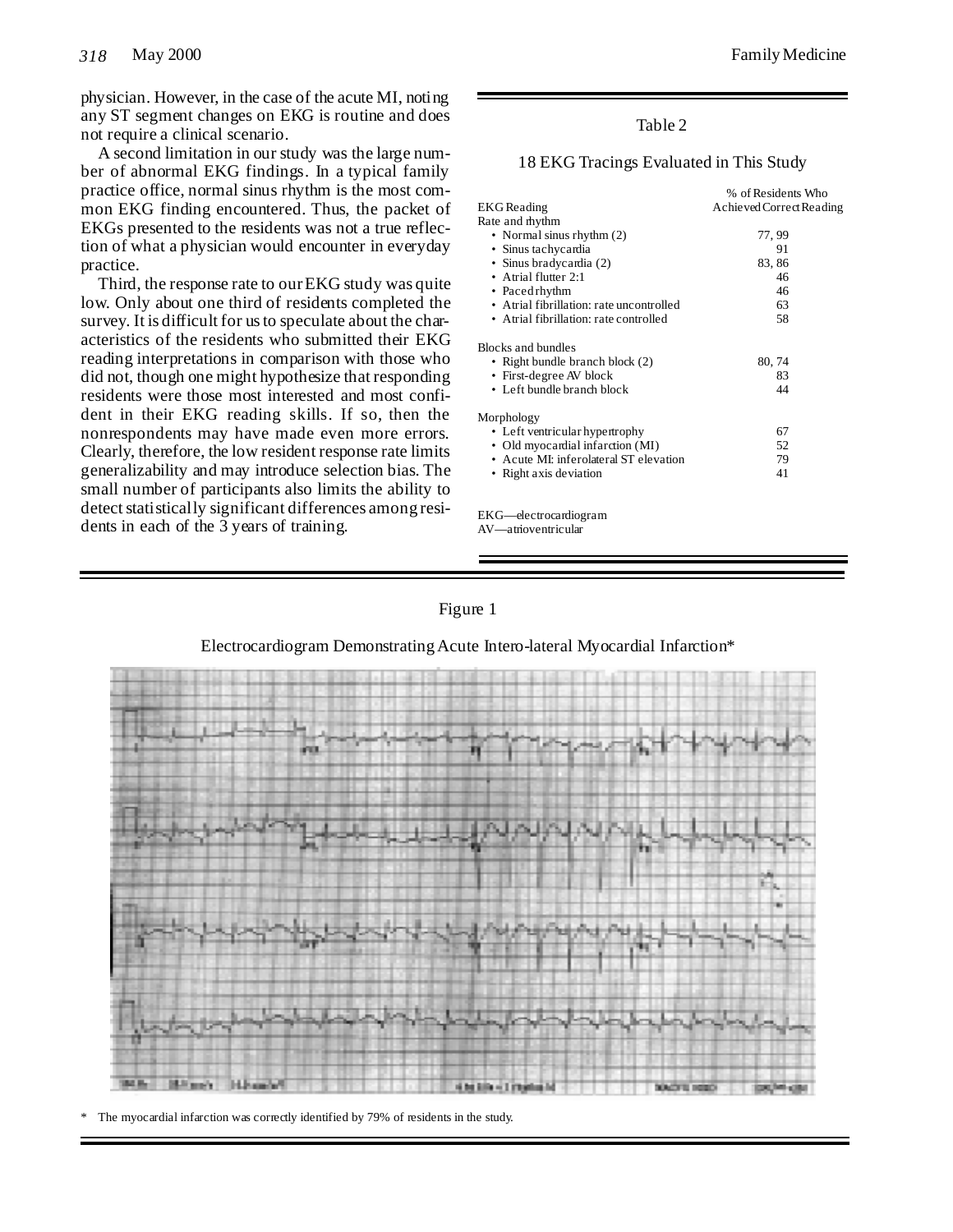physician. However, in the case of the acute MI, noting any ST segment changes on EKG is routine and does not require a clinical scenario.

A second limitation in our study was the large number of abnormal EKG findings. In a typical family practice office, normal sinus rhythm is the most common EKG finding encountered. Thus, the packet of EKGs presented to the residents was not a true reflection of what a physician would encounter in everyday practice.

Third, the response rate to our EKG study was quite low. Only about one third of residents completed the survey. It is difficult for us to speculate about the characteristics of the residents who submitted their EKG reading interpretations in comparison with those who did not, though one might hypothesize that responding residents were those most interested and most confident in their EKG reading skills. If so, then the nonrespondents may have made even more errors. Clearly, therefore, the low resident response rate limits generalizability and may introduce selection bias. The small number of participants also limits the ability to detect statistically significant differences among residents in each of the 3 years of training.

Table 2

18 EKG Tracings Evaluated in This Study

| EKG Reading | % of Residents Who Achieved Correct Reading |
|---|---|
| **Rate and rhythm** | |
| • Normal sinus rhythm (2) | 77, 99 |
| • Sinus tachycardia | 91 |
| • Sinus bradycardia (2) | 83, 86 |
| • Atrial flutter 2:1 | 46 |
| • Paced rhythm | 46 |
| • Atrial fibrillation: rate uncontrolled | 63 |
| • Atrial fibrillation: rate controlled | 58 |
| **Blocks and bundles** | |
| • Right bundle branch block (2) | 80, 74 |
| • First-degree AV block | 83 |
| • Left bundle branch block | 44 |
| **Morphology** | |
| • Left ventricular hypertrophy | 67 |
| • Old myocardial infarction (MI) | 52 |
| • Acute MI: inferolateral ST elevation | 79 |
| • Right axis deviation | 41 |

EKG—electrocardiogram
AV—atrioventricular

Figure 1

Electrocardiogram Demonstrating Acute Intero-lateral Myocardial Infarction*

\* The myocardial infarction was correctly identified by 79% of residents in the study.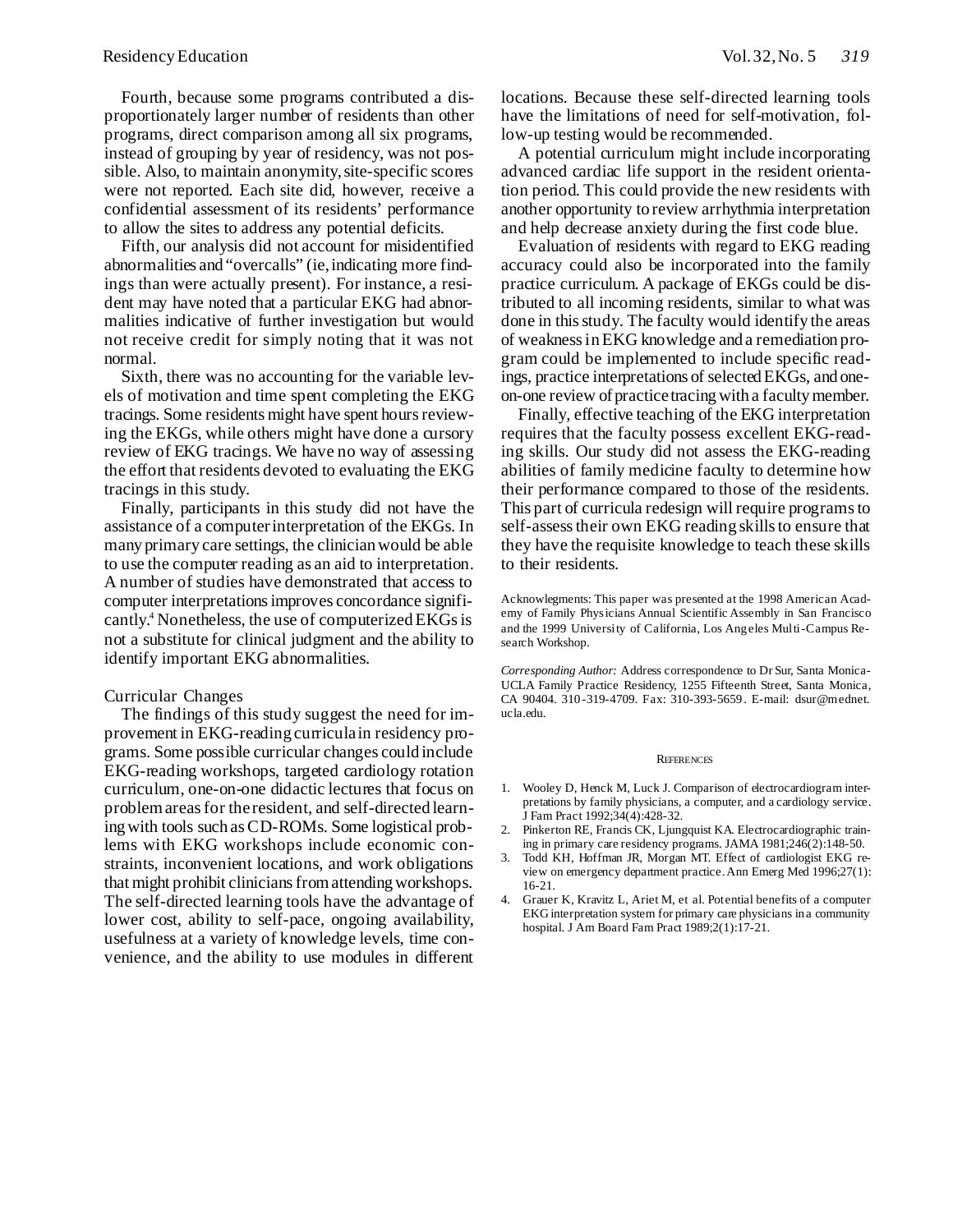Fourth, because some programs contributed a disproportionately larger number of residents than other programs, direct comparison among all six programs, instead of grouping by year of residency, was not possible. Also, to maintain anonymity, site-specific scores were not reported. Each site did, however, receive a confidential assessment of its residents' performance to allow the sites to address any potential deficits.

Fifth, our analysis did not account for misidentified abnormalities and "overcalls" (ie, indicating more findings than were actually present). For instance, a resident may have noted that a particular EKG had abnormalities indicative of further investigation but would not receive credit for simply noting that it was not normal.

Sixth, there was no accounting for the variable levels of motivation and time spent completing the EKG tracings. Some residents might have spent hours reviewing the EKGs, while others might have done a cursory review of EKG tracings. We have no way of assessing the effort that residents devoted to evaluating the EKG tracings in this study.

Finally, participants in this study did not have the assistance of a computer interpretation of the EKGs. In many primary care settings, the clinician would be able to use the computer reading as an aid to interpretation. A number of studies have demonstrated that access to computer interpretations improves concordance significantly.[4] Nonetheless, the use of computerized EKGs is not a substitute for clinical judgment and the ability to identify important EKG abnormalities.

## Curricular Changes

The findings of this study suggest the need for improvement in EKG-reading curricula in residency programs. Some possible curricular changes could include EKG-reading workshops, targeted cardiology rotation curriculum, one-on-one didactic lectures that focus on problem areas for the resident, and self-directed learning with tools such as CD-ROMs. Some logistical problems with EKG workshops include economic constraints, inconvenient locations, and work obligations that might prohibit clinicians from attending workshops. The self-directed learning tools have the advantage of lower cost, ability to self-pace, ongoing availability, usefulness at a variety of knowledge levels, time convenience, and the ability to use modules in different locations. Because these self-directed learning tools have the limitations of need for self-motivation, follow-up testing would be recommended.

A potential curriculum might include incorporating advanced cardiac life support in the resident orientation period. This could provide the new residents with another opportunity to review arrhythmia interpretation and help decrease anxiety during the first code blue.

Evaluation of residents with regard to EKG reading accuracy could also be incorporated into the family practice curriculum. A package of EKGs could be distributed to all incoming residents, similar to what was done in this study. The faculty would identify the areas of weakness in EKG knowledge and a remediation program could be implemented to include specific readings, practice interpretations of selected EKGs, and one-on-one review of practice tracing with a faculty member.

Finally, effective teaching of the EKG interpretation requires that the faculty possess excellent EKG-reading skills. Our study did not assess the EKG-reading abilities of family medicine faculty to determine how their performance compared to those of the residents. This part of curricula redesign will require programs to self-assess their own EKG reading skills to ensure that they have the requisite knowledge to teach these skills to their residents.

Acknowlegments: This paper was presented at the 1998 American Academy of Family Physicians Annual Scientific Assembly in San Francisco and the 1999 University of California, Los Angeles Multi-Campus Research Workshop.

*Corresponding Author:* Address correspondence to Dr Sur, Santa Monica-UCLA Family Practice Residency, 1255 Fifteenth Street, Santa Monica, CA 90404. 310-319-4709. Fax: 310-393-5659. E-mail: dsur@mednet.ucla.edu.

## References

1. Wooley D, Henck M, Luck J. Comparison of electrocardiogram interpretations by family physicians, a computer, and a cardiology service. J Fam Pract 1992;34(4):428-32.
2. Pinkerton RE, Francis CK, Ljungquist KA. Electrocardiographic training in primary care residency programs. JAMA 1981;246(2):148-50.
3. Todd KH, Hoffman JR, Morgan MT. Effect of cardiologist EKG review on emergency department practice. Ann Emerg Med 1996;27(1):16-21.
4. Grauer K, Kravitz L, Ariet M, et al. Potential benefits of a computer EKG interpretation system for primary care physicians in a community hospital. J Am Board Fam Pract 1989;2(1):17-21.